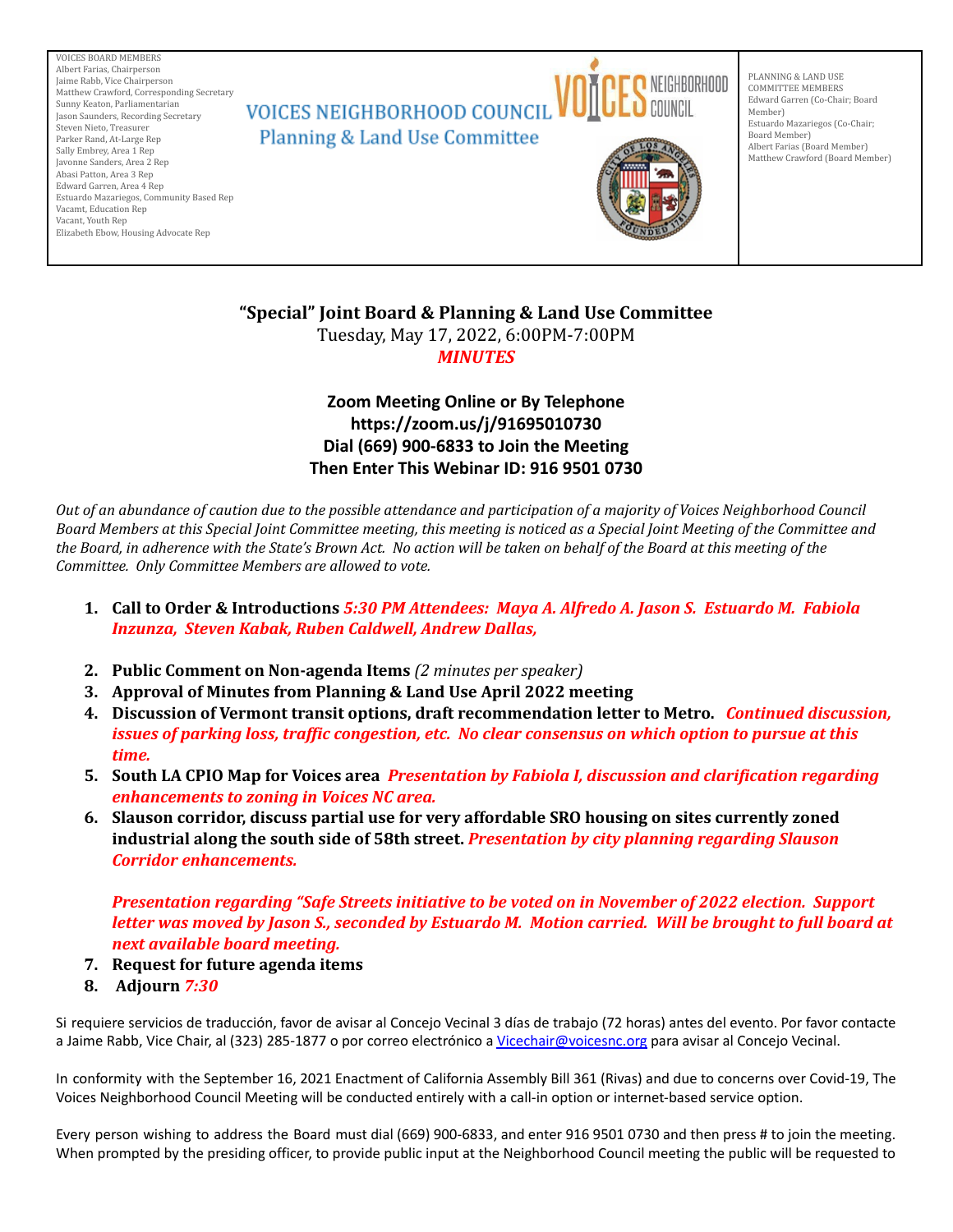VOICES BOARD MEMBERS
Albert Farias, Chairperson
Jaime Rabb, Vice Chairperson
Matthew Crawford, Corresponding Secretary
Sunny Keaton, Parliamentarian
Jason Saunders, Recording Secretary
Steven Nieto, Treasurer
Parker Rand, At-Large Rep
Sally Embrey, Area 1 Rep
Javonne Sanders, Area 2 Rep
Abasi Patton, Area 3 Rep
Edward Garren, Area 4 Rep
Estuardo Mazariegos, Community Based Rep
Vacamt, Education Rep
Vacant, Youth Rep
Elizabeth Ebow, Housing Advocate Rep

# VOICES NEIGHBORHOOD COUNCIL
## Planning & Land Use Committee

PLANNING & LAND USE COMMITTEE MEMBERS
Edward Garren (Co-Chair; Board Member)
Estuardo Mazariegos (Co-Chair; Board Member)
Albert Farias (Board Member)
Matthew Crawford (Board Member)

**"Special" Joint Board & Planning & Land Use Committee**
Tuesday, May 17, 2022, 6:00PM-7:00PM
***MINUTES***

**Zoom Meeting Online or By Telephone**
**https://zoom.us/j/91695010730**
**Dial (669) 900-6833 to Join the Meeting**
**Then Enter This Webinar ID: 916 9501 0730**

*Out of an abundance of caution due to the possible attendance and participation of a majority of Voices Neighborhood Council Board Members at this Special Joint Committee meeting, this meeting is noticed as a Special Joint Meeting of the Committee and the Board, in adherence with the State's Brown Act. No action will be taken on behalf of the Board at this meeting of the Committee. Only Committee Members are allowed to vote.*

1. **Call to Order & Introductions** ***5:30 PM Attendees: Maya A. Alfredo A. Jason S. Estuardo M. Fabiola Inzunza, Steven Kabak, Ruben Caldwell, Andrew Dallas,***
2. **Public Comment on Non-agenda Items** *(2 minutes per speaker)*
3. **Approval of Minutes from Planning & Land Use April 2022 meeting**
4. **Discussion of Vermont transit options, draft recommendation letter to Metro.** ***Continued discussion, issues of parking loss, traffic congestion, etc. No clear consensus on which option to pursue at this time.***
5. **South LA CPIO Map for Voices area** ***Presentation by Fabiola I, discussion and clarification regarding enhancements to zoning in Voices NC area.***
6. **Slauson corridor, discuss partial use for very affordable SRO housing on sites currently zoned industrial along the south side of 58th street.** ***Presentation by city planning regarding Slauson Corridor enhancements.***

   ***Presentation regarding "Safe Streets initiative to be voted on in November of 2022 election. Support letter was moved by Jason S., seconded by Estuardo M. Motion carried. Will be brought to full board at next available board meeting.***
7. **Request for future agenda items**
8. **Adjourn** ***7:30***

Si requiere servicios de traducción, favor de avisar al Concejo Vecinal 3 días de trabajo (72 horas) antes del evento. Por favor contacte a Jaime Rabb, Vice Chair, al (323) 285-1877 o por correo electrónico a Vicechair@voicesnc.org para avisar al Concejo Vecinal.

In conformity with the September 16, 2021 Enactment of California Assembly Bill 361 (Rivas) and due to concerns over Covid-19, The Voices Neighborhood Council Meeting will be conducted entirely with a call-in option or internet-based service option.

Every person wishing to address the Board must dial (669) 900-6833, and enter 916 9501 0730 and then press # to join the meeting. When prompted by the presiding officer, to provide public input at the Neighborhood Council meeting the public will be requested to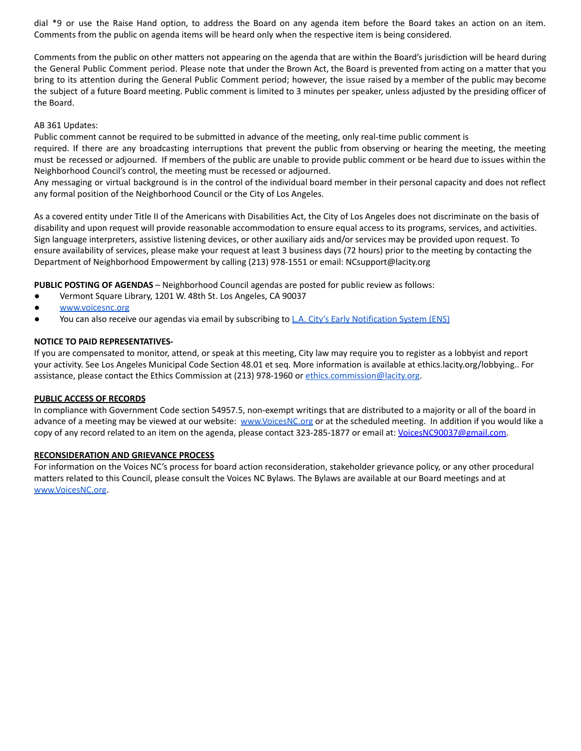dial *9 or use the Raise Hand option, to address the Board on any agenda item before the Board takes an action on an item. Comments from the public on agenda items will be heard only when the respective item is being considered.

Comments from the public on other matters not appearing on the agenda that are within the Board's jurisdiction will be heard during the General Public Comment period. Please note that under the Brown Act, the Board is prevented from acting on a matter that you bring to its attention during the General Public Comment period; however, the issue raised by a member of the public may become the subject of a future Board meeting. Public comment is limited to 3 minutes per speaker, unless adjusted by the presiding officer of the Board.

AB 361 Updates:
Public comment cannot be required to be submitted in advance of the meeting, only real-time public comment is required. If there are any broadcasting interruptions that prevent the public from observing or hearing the meeting, the meeting must be recessed or adjourned. If members of the public are unable to provide public comment or be heard due to issues within the Neighborhood Council's control, the meeting must be recessed or adjourned.
Any messaging or virtual background is in the control of the individual board member in their personal capacity and does not reflect any formal position of the Neighborhood Council or the City of Los Angeles.

As a covered entity under Title II of the Americans with Disabilities Act, the City of Los Angeles does not discriminate on the basis of disability and upon request will provide reasonable accommodation to ensure equal access to its programs, services, and activities. Sign language interpreters, assistive listening devices, or other auxiliary aids and/or services may be provided upon request. To ensure availability of services, please make your request at least 3 business days (72 hours) prior to the meeting by contacting the Department of Neighborhood Empowerment by calling (213) 978-1551 or email: NCsupport@lacity.org

**PUBLIC POSTING OF AGENDAS** – Neighborhood Council agendas are posted for public review as follows:

- Vermont Square Library, 1201 W. 48th St. Los Angeles, CA 90037
- www.voicesnc.org
- You can also receive our agendas via email by subscribing to L.A. City's Early Notification System (ENS)

**NOTICE TO PAID REPRESENTATIVES-**
If you are compensated to monitor, attend, or speak at this meeting, City law may require you to register as a lobbyist and report your activity. See Los Angeles Municipal Code Section 48.01 et seq. More information is available at ethics.lacity.org/lobbying.. For assistance, please contact the Ethics Commission at (213) 978-1960 or ethics.commission@lacity.org.

**PUBLIC ACCESS OF RECORDS**
In compliance with Government Code section 54957.5, non-exempt writings that are distributed to a majority or all of the board in advance of a meeting may be viewed at our website: www.VoicesNC.org or at the scheduled meeting. In addition if you would like a copy of any record related to an item on the agenda, please contact 323-285-1877 or email at: VoicesNC90037@gmail.com.

**RECONSIDERATION AND GRIEVANCE PROCESS**
For information on the Voices NC's process for board action reconsideration, stakeholder grievance policy, or any other procedural matters related to this Council, please consult the Voices NC Bylaws. The Bylaws are available at our Board meetings and at www.VoicesNC.org.